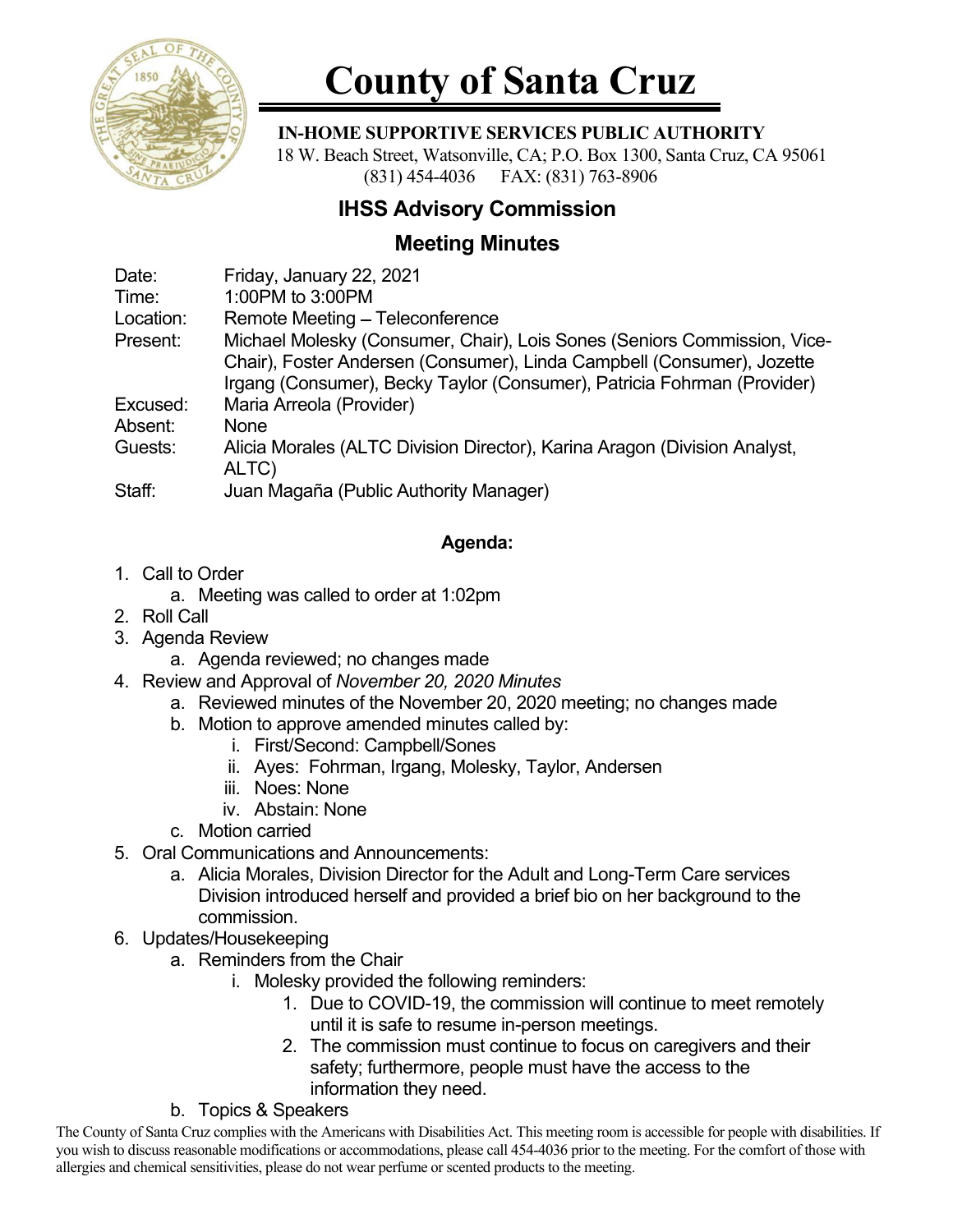# County of Santa Cruz

**IN-HOME SUPPORTIVE SERVICES PUBLIC AUTHORITY**
18 W. Beach Street, Watsonville, CA; P.O. Box 1300, Santa Cruz, CA 95061
(831) 454-4036 FAX: (831) 763-8906

## IHSS Advisory Commission

## Meeting Minutes

| | |
|---|---|
| Date: | Friday, January 22, 2021 |
| Time: | 1:00PM to 3:00PM |
| Location: | Remote Meeting – Teleconference |
| Present: | Michael Molesky (Consumer, Chair), Lois Sones (Seniors Commission, Vice-Chair), Foster Andersen (Consumer), Linda Campbell (Consumer), Jozette Irgang (Consumer), Becky Taylor (Consumer), Patricia Fohrman (Provider) |
| Excused: | Maria Arreola (Provider) |
| Absent: | None |
| Guests: | Alicia Morales (ALTC Division Director), Karina Aragon (Division Analyst, ALTC) |
| Staff: | Juan Magaña (Public Authority Manager) |

### Agenda:

1. Call to Order
   a. Meeting was called to order at 1:02pm
2. Roll Call
3. Agenda Review
   a. Agenda reviewed; no changes made
4. Review and Approval of *November 20, 2020 Minutes*
   a. Reviewed minutes of the November 20, 2020 meeting; no changes made
   b. Motion to approve amended minutes called by:
      i. First/Second: Campbell/Sones
      ii. Ayes: Fohrman, Irgang, Molesky, Taylor, Andersen
      iii. Noes: None
      iv. Abstain: None
   c. Motion carried
5. Oral Communications and Announcements:
   a. Alicia Morales, Division Director for the Adult and Long-Term Care services Division introduced herself and provided a brief bio on her background to the commission.
6. Updates/Housekeeping
   a. Reminders from the Chair
      i. Molesky provided the following reminders:
         1. Due to COVID-19, the commission will continue to meet remotely until it is safe to resume in-person meetings.
         2. The commission must continue to focus on caregivers and their safety; furthermore, people must have the access to the information they need.
   b. Topics & Speakers

The County of Santa Cruz complies with the Americans with Disabilities Act. This meeting room is accessible for people with disabilities. If you wish to discuss reasonable modifications or accommodations, please call 454-4036 prior to the meeting. For the comfort of those with allergies and chemical sensitivities, please do not wear perfume or scented products to the meeting.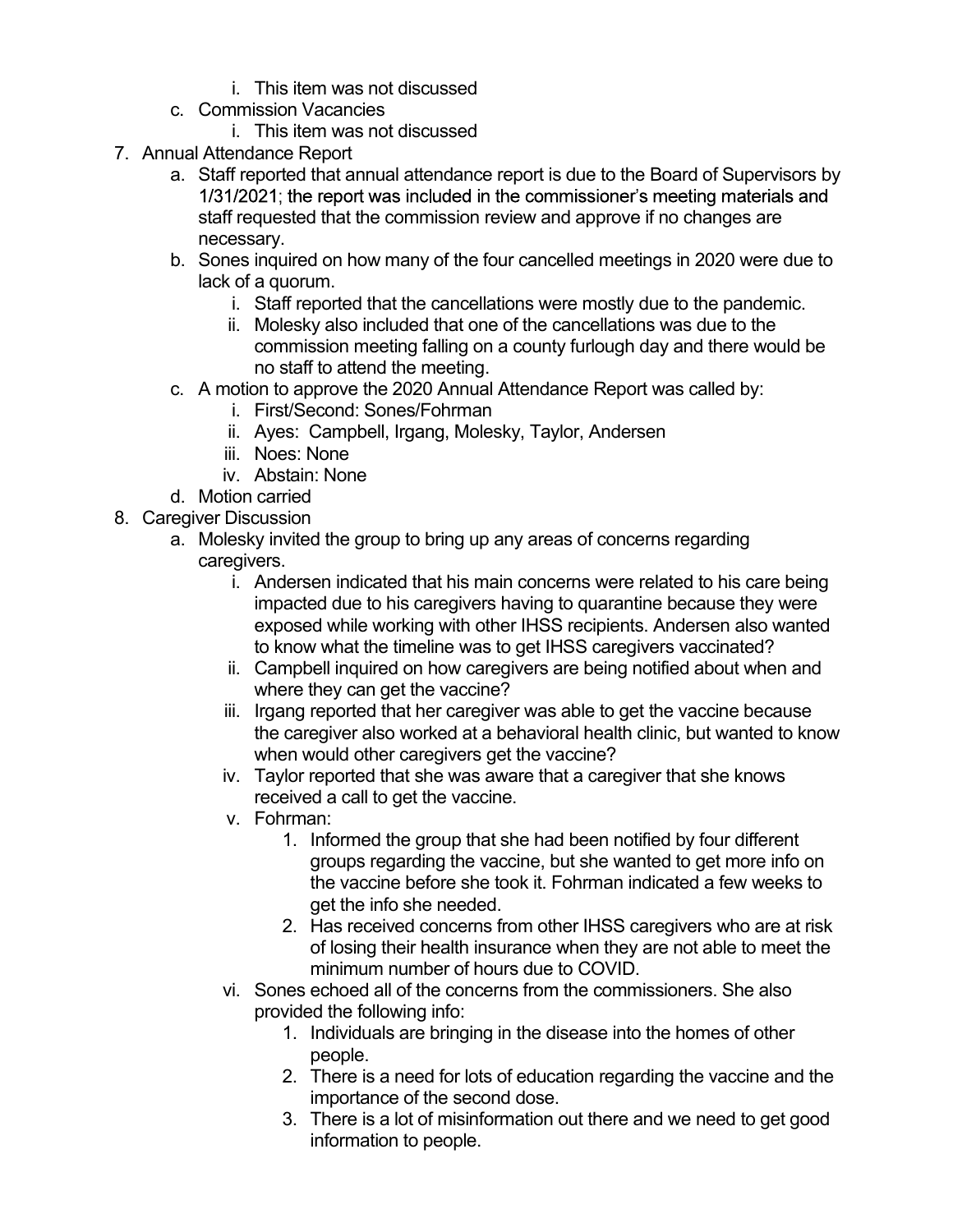i. This item was not discussed
   c. Commission Vacancies
      i. This item was not discussed
7. Annual Attendance Report
   a. Staff reported that annual attendance report is due to the Board of Supervisors by 1/31/2021; the report was included in the commissioner's meeting materials and staff requested that the commission review and approve if no changes are necessary.
   b. Sones inquired on how many of the four cancelled meetings in 2020 were due to lack of a quorum.
      i. Staff reported that the cancellations were mostly due to the pandemic.
      ii. Molesky also included that one of the cancellations was due to the commission meeting falling on a county furlough day and there would be no staff to attend the meeting.
   c. A motion to approve the 2020 Annual Attendance Report was called by:
      i. First/Second: Sones/Fohrman
      ii. Ayes: Campbell, Irgang, Molesky, Taylor, Andersen
      iii. Noes: None
      iv. Abstain: None
   d. Motion carried
8. Caregiver Discussion
   a. Molesky invited the group to bring up any areas of concerns regarding caregivers.
      i. Andersen indicated that his main concerns were related to his care being impacted due to his caregivers having to quarantine because they were exposed while working with other IHSS recipients. Andersen also wanted to know what the timeline was to get IHSS caregivers vaccinated?
      ii. Campbell inquired on how caregivers are being notified about when and where they can get the vaccine?
      iii. Irgang reported that her caregiver was able to get the vaccine because the caregiver also worked at a behavioral health clinic, but wanted to know when would other caregivers get the vaccine?
      iv. Taylor reported that she was aware that a caregiver that she knows received a call to get the vaccine.
      v. Fohrman:
         1. Informed the group that she had been notified by four different groups regarding the vaccine, but she wanted to get more info on the vaccine before she took it. Fohrman indicated a few weeks to get the info she needed.
         2. Has received concerns from other IHSS caregivers who are at risk of losing their health insurance when they are not able to meet the minimum number of hours due to COVID.
      vi. Sones echoed all of the concerns from the commissioners. She also provided the following info:
         1. Individuals are bringing in the disease into the homes of other people.
         2. There is a need for lots of education regarding the vaccine and the importance of the second dose.
         3. There is a lot of misinformation out there and we need to get good information to people.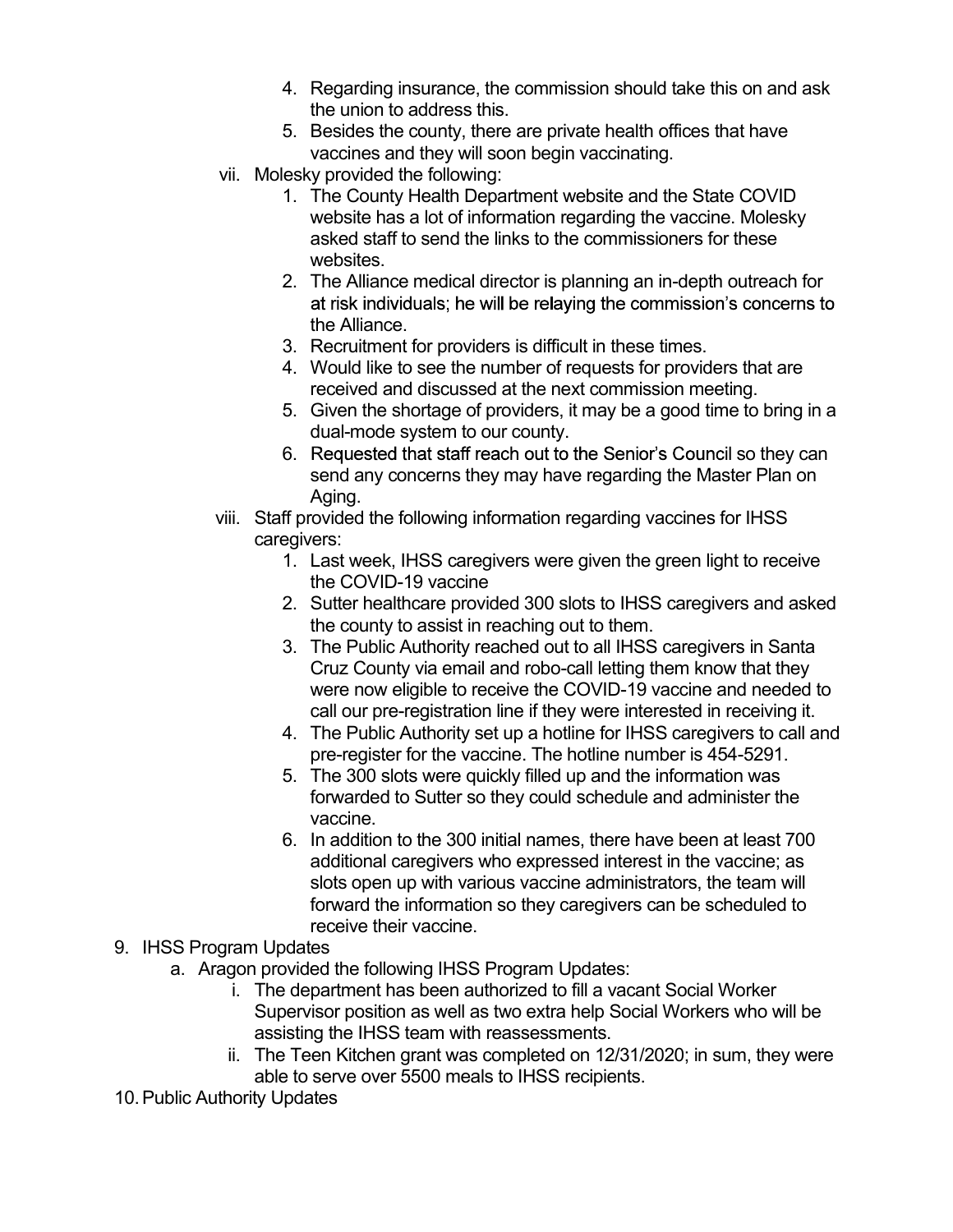4. Regarding insurance, the commission should take this on and ask the union to address this.
5. Besides the county, there are private health offices that have vaccines and they will soon begin vaccinating.

vii. Molesky provided the following:

1. The County Health Department website and the State COVID website has a lot of information regarding the vaccine. Molesky asked staff to send the links to the commissioners for these websites.
2. The Alliance medical director is planning an in-depth outreach for at risk individuals; he will be relaying the commission's concerns to the Alliance.
3. Recruitment for providers is difficult in these times.
4. Would like to see the number of requests for providers that are received and discussed at the next commission meeting.
5. Given the shortage of providers, it may be a good time to bring in a dual-mode system to our county.
6. Requested that staff reach out to the Senior's Council so they can send any concerns they may have regarding the Master Plan on Aging.

viii. Staff provided the following information regarding vaccines for IHSS caregivers:

1. Last week, IHSS caregivers were given the green light to receive the COVID-19 vaccine
2. Sutter healthcare provided 300 slots to IHSS caregivers and asked the county to assist in reaching out to them.
3. The Public Authority reached out to all IHSS caregivers in Santa Cruz County via email and robo-call letting them know that they were now eligible to receive the COVID-19 vaccine and needed to call our pre-registration line if they were interested in receiving it.
4. The Public Authority set up a hotline for IHSS caregivers to call and pre-register for the vaccine. The hotline number is 454-5291.
5. The 300 slots were quickly filled up and the information was forwarded to Sutter so they could schedule and administer the vaccine.
6. In addition to the 300 initial names, there have been at least 700 additional caregivers who expressed interest in the vaccine; as slots open up with various vaccine administrators, the team will forward the information so they caregivers can be scheduled to receive their vaccine.

9. IHSS Program Updates
   a. Aragon provided the following IHSS Program Updates:
      i. The department has been authorized to fill a vacant Social Worker Supervisor position as well as two extra help Social Workers who will be assisting the IHSS team with reassessments.
      ii. The Teen Kitchen grant was completed on 12/31/2020; in sum, they were able to serve over 5500 meals to IHSS recipients.

10. Public Authority Updates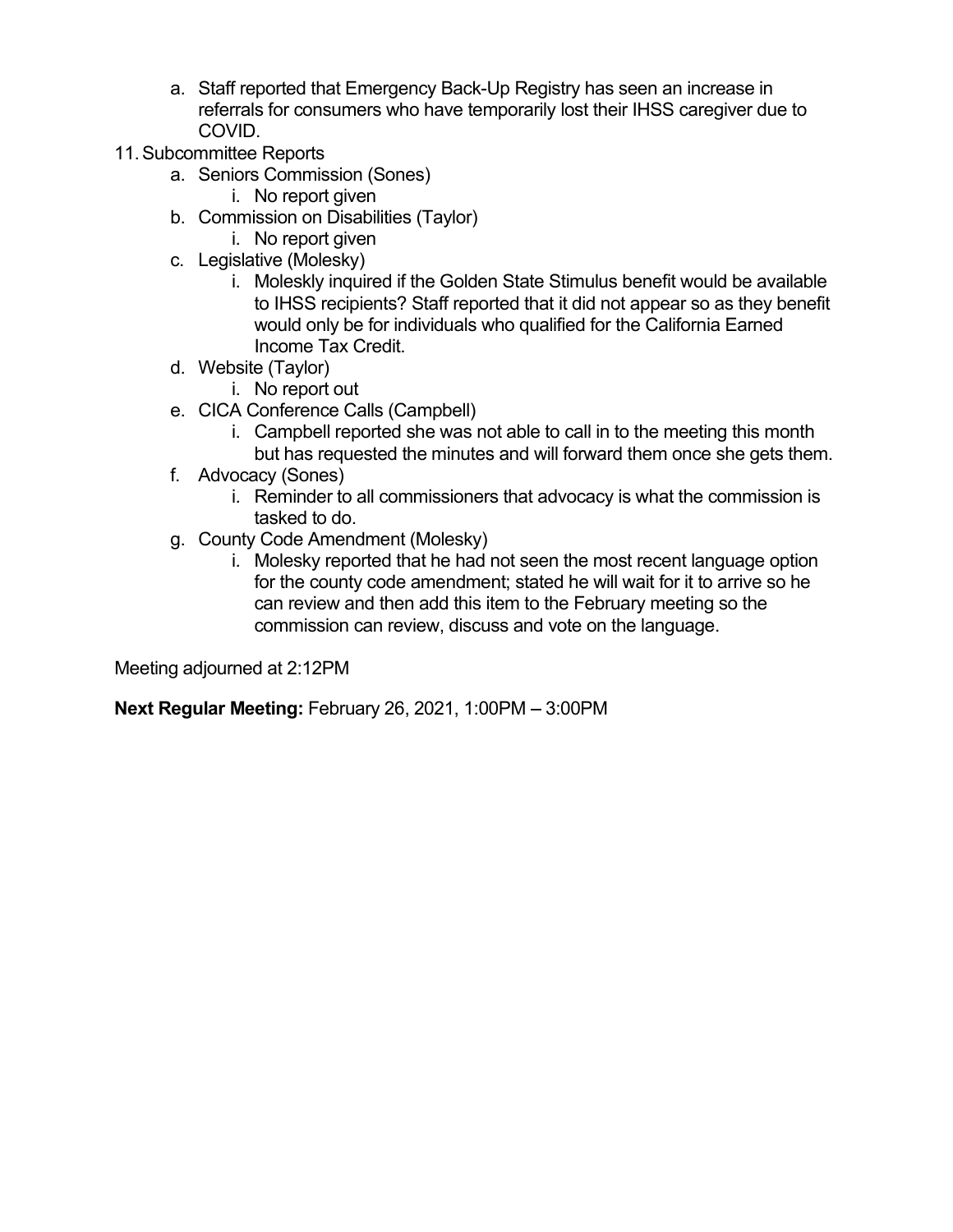a. Staff reported that Emergency Back-Up Registry has seen an increase in referrals for consumers who have temporarily lost their IHSS caregiver due to COVID.

11. Subcommittee Reports
    a. Seniors Commission (Sones)
        i. No report given
    b. Commission on Disabilities (Taylor)
        i. No report given
    c. Legislative (Molesky)
        i. Moleskly inquired if the Golden State Stimulus benefit would be available to IHSS recipients? Staff reported that it did not appear so as they benefit would only be for individuals who qualified for the California Earned Income Tax Credit.
    d. Website (Taylor)
        i. No report out
    e. CICA Conference Calls (Campbell)
        i. Campbell reported she was not able to call in to the meeting this month but has requested the minutes and will forward them once she gets them.
    f. Advocacy (Sones)
        i. Reminder to all commissioners that advocacy is what the commission is tasked to do.
    g. County Code Amendment (Molesky)
        i. Molesky reported that he had not seen the most recent language option for the county code amendment; stated he will wait for it to arrive so he can review and then add this item to the February meeting so the commission can review, discuss and vote on the language.

Meeting adjourned at 2:12PM

**Next Regular Meeting:** February 26, 2021, 1:00PM – 3:00PM